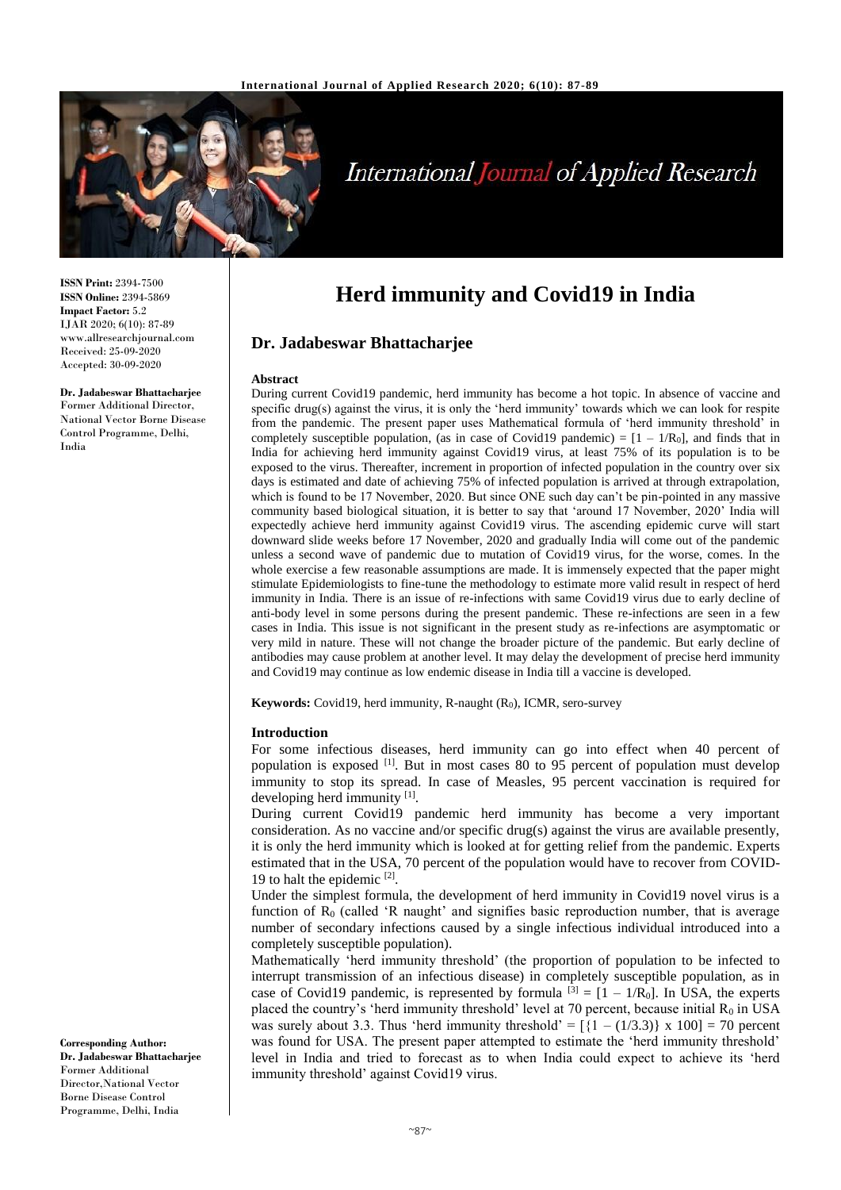# Herd immunity and Covid19 in India

## Dr. Jadabeswar Bhattacharjee

**ISSN Print:** 2394-7500
**ISSN Online:** 2394-5869
**Impact Factor:** 5.2
IJAR 2020; 6(10): 87-89
www.allresearchjournal.com
Received: 25-09-2020
Accepted: 30-09-2020

**Dr. Jadabeswar Bhattacharjee**
Former Additional Director, National Vector Borne Disease Control Programme, Delhi, India

**Corresponding Author:**
**Dr. Jadabeswar Bhattacharjee**
Former Additional Director,National Vector Borne Disease Control Programme, Delhi, India

### Abstract

During current Covid19 pandemic, herd immunity has become a hot topic. In absence of vaccine and specific drug(s) against the virus, it is only the 'herd immunity' towards which we can look for respite from the pandemic. The present paper uses Mathematical formula of 'herd immunity threshold' in completely susceptible population, (as in case of Covid19 pandemic) = $[1 - 1/R_0]$, and finds that in India for achieving herd immunity against Covid19 virus, at least 75% of its population is to be exposed to the virus. Thereafter, increment in proportion of infected population in the country over six days is estimated and date of achieving 75% of infected population is arrived at through extrapolation, which is found to be 17 November, 2020. But since ONE such day can't be pin-pointed in any massive community based biological situation, it is better to say that 'around 17 November, 2020' India will expectedly achieve herd immunity against Covid19 virus. The ascending epidemic curve will start downward slide weeks before 17 November, 2020 and gradually India will come out of the pandemic unless a second wave of pandemic due to mutation of Covid19 virus, for the worse, comes. In the whole exercise a few reasonable assumptions are made. It is immensely expected that the paper might stimulate Epidemiologists to fine-tune the methodology to estimate more valid result in respect of herd immunity in India. There is an issue of re-infections with same Covid19 virus due to early decline of anti-body level in some persons during the present pandemic. These re-infections are seen in a few cases in India. This issue is not significant in the present study as re-infections are asymptomatic or very mild in nature. These will not change the broader picture of the pandemic. But early decline of antibodies may cause problem at another level. It may delay the development of precise herd immunity and Covid19 may continue as low endemic disease in India till a vaccine is developed.

**Keywords:** Covid19, herd immunity, R-naught ($R_0$), ICMR, sero-survey

### Introduction

For some infectious diseases, herd immunity can go into effect when 40 percent of population is exposed [1]. But in most cases 80 to 95 percent of population must develop immunity to stop its spread. In case of Measles, 95 percent vaccination is required for developing herd immunity [1].

During current Covid19 pandemic herd immunity has become a very important consideration. As no vaccine and/or specific drug(s) against the virus are available presently, it is only the herd immunity which is looked at for getting relief from the pandemic. Experts estimated that in the USA, 70 percent of the population would have to recover from COVID-19 to halt the epidemic [2].

Under the simplest formula, the development of herd immunity in Covid19 novel virus is a function of $R_0$ (called 'R naught' and signifies basic reproduction number, that is average number of secondary infections caused by a single infectious individual introduced into a completely susceptible population).

Mathematically 'herd immunity threshold' (the proportion of population to be infected to interrupt transmission of an infectious disease) in completely susceptible population, as in case of Covid19 pandemic, is represented by formula [3] = $[1 - 1/R_0]$. In USA, the experts placed the country's 'herd immunity threshold' level at 70 percent, because initial $R_0$ in USA was surely about 3.3. Thus 'herd immunity threshold' = $[\{1 - (1/3.3)\} \times 100] = 70$ percent was found for USA. The present paper attempted to estimate the 'herd immunity threshold' level in India and tried to forecast as to when India could expect to achieve its 'herd immunity threshold' against Covid19 virus.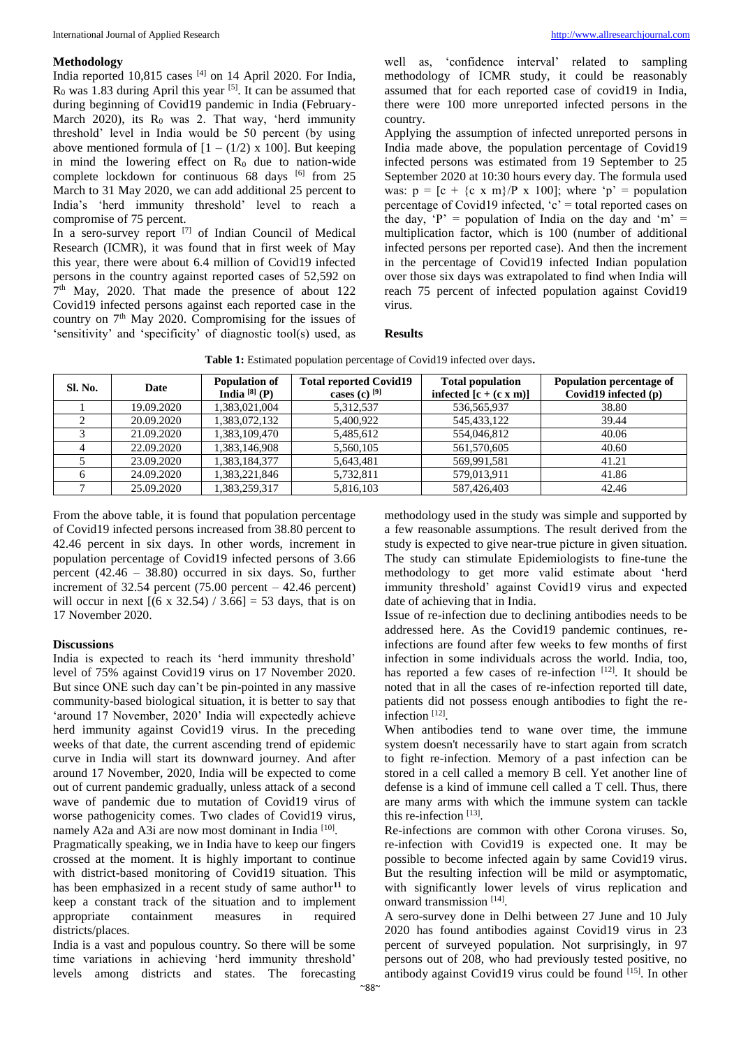## Methodology

India reported 10,815 cases [4] on 14 April 2020. For India, $R_0$ was 1.83 during April this year [5]. It can be assumed that during beginning of Covid19 pandemic in India (February-March 2020), its $R_0$ was 2. That way, 'herd immunity threshold' level in India would be 50 percent (by using above mentioned formula of $[1 - (1/2) \times 100]$. But keeping in mind the lowering effect on $R_0$ due to nation-wide complete lockdown for continuous 68 days [6] from 25 March to 31 May 2020, we can add additional 25 percent to India's 'herd immunity threshold' level to reach a compromise of 75 percent.

In a sero-survey report [7] of Indian Council of Medical Research (ICMR), it was found that in first week of May this year, there were about 6.4 million of Covid19 infected persons in the country against reported cases of 52,592 on 7th May, 2020. That made the presence of about 122 Covid19 infected persons against each reported case in the country on 7th May 2020. Compromising for the issues of 'sensitivity' and 'specificity' of diagnostic tool(s) used, as well as, 'confidence interval' related to sampling methodology of ICMR study, it could be reasonably assumed that for each reported case of covid19 in India, there were 100 more unreported infected persons in the country.

Applying the assumption of infected unreported persons in India made above, the population percentage of Covid19 infected persons was estimated from 19 September to 25 September 2020 at 10:30 hours every day. The formula used was: $p = [c + \{c \times m\}/P \times 100]$; where 'p' = population percentage of Covid19 infected, 'c' = total reported cases on the day, 'P' = population of India on the day and 'm' = multiplication factor, which is 100 (number of additional infected persons per reported case). And then the increment in the percentage of Covid19 infected Indian population over those six days was extrapolated to find when India will reach 75 percent of infected population against Covid19 virus.

## Results

**Table 1:** Estimated population percentage of Covid19 infected over days.

| Sl. No. | Date | Population of India [8] (P) | Total reported Covid19 cases (c) [9] | Total population infected $[c + (c \times m)]$ | Population percentage of Covid19 infected (p) |
|---|---|---|---|---|---|
| 1 | 19.09.2020 | 1,383,021,004 | 5,312,537 | 536,565,937 | 38.80 |
| 2 | 20.09.2020 | 1,383,072,132 | 5,400,922 | 545,433,122 | 39.44 |
| 3 | 21.09.2020 | 1,383,109,470 | 5,485,612 | 554,046,812 | 40.06 |
| 4 | 22.09.2020 | 1,383,146,908 | 5,560,105 | 561,570,605 | 40.60 |
| 5 | 23.09.2020 | 1,383,184,377 | 5,643,481 | 569,991,581 | 41.21 |
| 6 | 24.09.2020 | 1,383,221,846 | 5,732,811 | 579,013,911 | 41.86 |
| 7 | 25.09.2020 | 1,383,259,317 | 5,816,103 | 587,426,403 | 42.46 |

From the above table, it is found that population percentage of Covid19 infected persons increased from 38.80 percent to 42.46 percent in six days. In other words, increment in population percentage of Covid19 infected persons of 3.66 percent (42.46 – 38.80) occurred in six days. So, further increment of 32.54 percent (75.00 percent – 42.46 percent) will occur in next $[(6 \times 32.54) / 3.66] = 53$ days, that is on 17 November 2020.

## Discussions

India is expected to reach its 'herd immunity threshold' level of 75% against Covid19 virus on 17 November 2020. But since ONE such day can't be pin-pointed in any massive community-based biological situation, it is better to say that 'around 17 November, 2020' India will expectedly achieve herd immunity against Covid19 virus. In the preceding weeks of that date, the current ascending trend of epidemic curve in India will start its downward journey. And after around 17 November, 2020, India will be expected to come out of current pandemic gradually, unless attack of a second wave of pandemic due to mutation of Covid19 virus of worse pathogenicity comes. Two clades of Covid19 virus, namely A2a and A3i are now most dominant in India [10].

Pragmatically speaking, we in India have to keep our fingers crossed at the moment. It is highly important to continue with district-based monitoring of Covid19 situation. This has been emphasized in a recent study of same author[11] to keep a constant track of the situation and to implement appropriate containment measures in required districts/places.

India is a vast and populous country. So there will be some time variations in achieving 'herd immunity threshold' levels among districts and states. The forecasting methodology used in the study was simple and supported by a few reasonable assumptions. The result derived from the study is expected to give near-true picture in given situation. The study can stimulate Epidemiologists to fine-tune the methodology to get more valid estimate about 'herd immunity threshold' against Covid19 virus and expected date of achieving that in India.

Issue of re-infection due to declining antibodies needs to be addressed here. As the Covid19 pandemic continues, re-infections are found after few weeks to few months of first infection in some individuals across the world. India, too, has reported a few cases of re-infection [12]. It should be noted that in all the cases of re-infection reported till date, patients did not possess enough antibodies to fight the re-infection [12].

When antibodies tend to wane over time, the immune system doesn't necessarily have to start again from scratch to fight re-infection. Memory of a past infection can be stored in a cell called a memory B cell. Yet another line of defense is a kind of immune cell called a T cell. Thus, there are many arms with which the immune system can tackle this re-infection [13].

Re-infections are common with other Corona viruses. So, re-infection with Covid19 is expected one. It may be possible to become infected again by same Covid19 virus. But the resulting infection will be mild or asymptomatic, with significantly lower levels of virus replication and onward transmission [14].

A sero-survey done in Delhi between 27 June and 10 July 2020 has found antibodies against Covid19 virus in 23 percent of surveyed population. Not surprisingly, in 97 persons out of 208, who had previously tested positive, no antibody against Covid19 virus could be found [15]. In other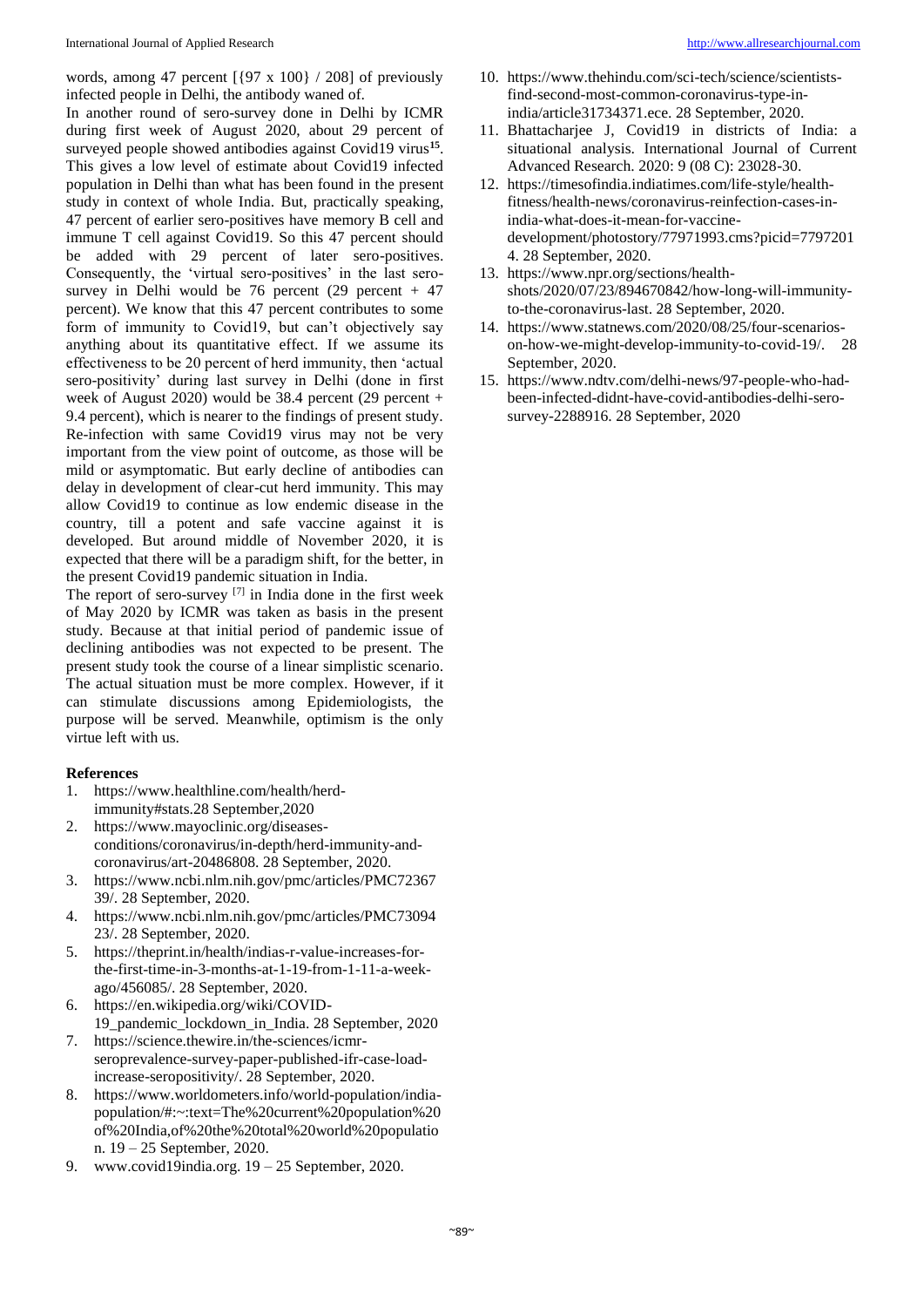words, among 47 percent [{97 x 100} / 208] of previously infected people in Delhi, the antibody waned of.

In another round of sero-survey done in Delhi by ICMR during first week of August 2020, about 29 percent of surveyed people showed antibodies against Covid19 virus[15]. This gives a low level of estimate about Covid19 infected population in Delhi than what has been found in the present study in context of whole India. But, practically speaking, 47 percent of earlier sero-positives have memory B cell and immune T cell against Covid19. So this 47 percent should be added with 29 percent of later sero-positives. Consequently, the 'virtual sero-positives' in the last sero-survey in Delhi would be 76 percent (29 percent + 47 percent). We know that this 47 percent contributes to some form of immunity to Covid19, but can't objectively say anything about its quantitative effect. If we assume its effectiveness to be 20 percent of herd immunity, then 'actual sero-positivity' during last survey in Delhi (done in first week of August 2020) would be 38.4 percent (29 percent + 9.4 percent), which is nearer to the findings of present study. Re-infection with same Covid19 virus may not be very important from the view point of outcome, as those will be mild or asymptomatic. But early decline of antibodies can delay in development of clear-cut herd immunity. This may allow Covid19 to continue as low endemic disease in the country, till a potent and safe vaccine against it is developed. But around middle of November 2020, it is expected that there will be a paradigm shift, for the better, in the present Covid19 pandemic situation in India.

The report of sero-survey [7] in India done in the first week of May 2020 by ICMR was taken as basis in the present study. Because at that initial period of pandemic issue of declining antibodies was not expected to be present. The present study took the course of a linear simplistic scenario. The actual situation must be more complex. However, if it can stimulate discussions among Epidemiologists, the purpose will be served. Meanwhile, optimism is the only virtue left with us.

## References

1. https://www.healthline.com/health/herd-immunity#stats.28 September,2020
2. https://www.mayoclinic.org/diseases-conditions/coronavirus/in-depth/herd-immunity-and-coronavirus/art-20486808. 28 September, 2020.
3. https://www.ncbi.nlm.nih.gov/pmc/articles/PMC7236739/. 28 September, 2020.
4. https://www.ncbi.nlm.nih.gov/pmc/articles/PMC7309423/. 28 September, 2020.
5. https://theprint.in/health/indias-r-value-increases-for-the-first-time-in-3-months-at-1-19-from-1-11-a-week-ago/456085/. 28 September, 2020.
6. https://en.wikipedia.org/wiki/COVID-19_pandemic_lockdown_in_India. 28 September, 2020
7. https://science.thewire.in/the-sciences/icmr-seroprevalence-survey-paper-published-ifr-case-load-increase-seropositivity/. 28 September, 2020.
8. https://www.worldometers.info/world-population/india-population/#:~:text=The%20current%20population%20of%20India,of%20the%20total%20world%20population. 19 – 25 September, 2020.
9. www.covid19india.org. 19 – 25 September, 2020.
10. https://www.thehindu.com/sci-tech/science/scientists-find-second-most-common-coronavirus-type-in-india/article31734371.ece. 28 September, 2020.
11. Bhattacharjee J, Covid19 in districts of India: a situational analysis. International Journal of Current Advanced Research. 2020: 9 (08 C): 23028-30.
12. https://timesofindia.indiatimes.com/life-style/health-fitness/health-news/coronavirus-reinfection-cases-in-india-what-does-it-mean-for-vaccine-development/photostory/77971993.cms?picid=77972014. 28 September, 2020.
13. https://www.npr.org/sections/health-shots/2020/07/23/894670842/how-long-will-immunity-to-the-coronavirus-last. 28 September, 2020.
14. https://www.statnews.com/2020/08/25/four-scenarios-on-how-we-might-develop-immunity-to-covid-19/. 28 September, 2020.
15. https://www.ndtv.com/delhi-news/97-people-who-had-been-infected-didnt-have-covid-antibodies-delhi-sero-survey-2288916. 28 September, 2020